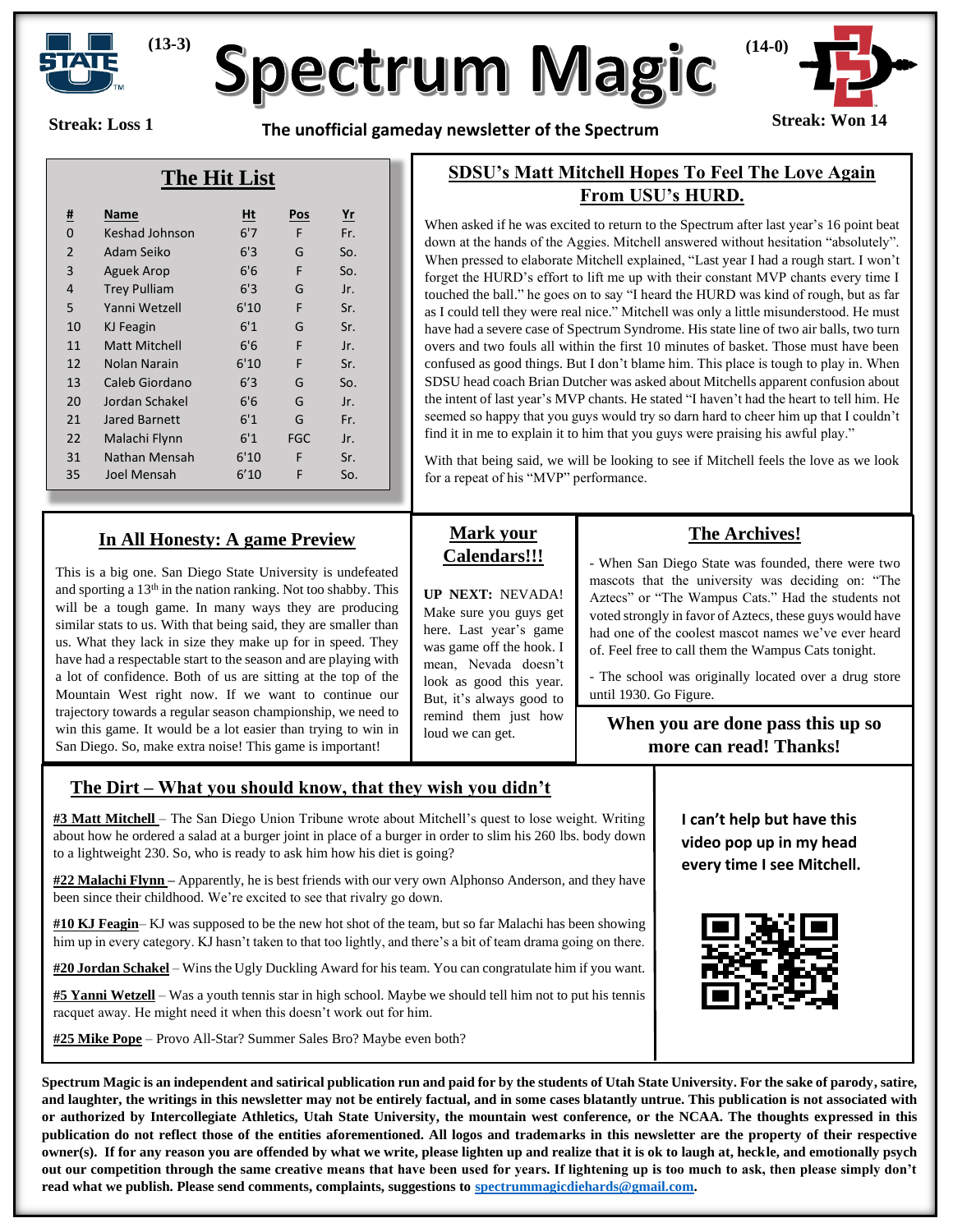(13-3)

# Spectrum Magic

(14-0)

**Streak: Loss 1**

**The unofficial gameday newsletter of the Spectrum**

**Streak: Won 14**

## The Hit List

| # | Name | Ht | Pos | Yr |
|---|---|---|---|---|
| 0 | Keshad Johnson | 6'7 | F | Fr. |
| 2 | Adam Seiko | 6'3 | G | So. |
| 3 | Aguek Arop | 6'6 | F | So. |
| 4 | Trey Pulliam | 6'3 | G | Jr. |
| 5 | Yanni Wetzell | 6'10 | F | Sr. |
| 10 | KJ Feagin | 6'1 | G | Sr. |
| 11 | Matt Mitchell | 6'6 | F | Jr. |
| 12 | Nolan Narain | 6'10 | F | Sr. |
| 13 | Caleb Giordano | 6'3 | G | So. |
| 20 | Jordan Schakel | 6'6 | G | Jr. |
| 21 | Jared Barnett | 6'1 | G | Fr. |
| 22 | Malachi Flynn | 6'1 | FGC | Jr. |
| 31 | Nathan Mensah | 6'10 | F | Sr. |
| 35 | Joel Mensah | 6'10 | F | So. |

## SDSU's Matt Mitchell Hopes To Feel The Love Again From USU's HURD.

When asked if he was excited to return to the Spectrum after last year's 16 point beat down at the hands of the Aggies. Mitchell answered without hesitation "absolutely". When pressed to elaborate Mitchell explained, "Last year I had a rough start. I won't forget the HURD's effort to lift me up with their constant MVP chants every time I touched the ball." he goes on to say "I heard the HURD was kind of rough, but as far as I could tell they were real nice." Mitchell was only a little misunderstood. He must have had a severe case of Spectrum Syndrome. His state line of two air balls, two turn overs and two fouls all within the first 10 minutes of basket. Those must have been confused as good things. But I don't blame him. This place is tough to play in. When SDSU head coach Brian Dutcher was asked about Mitchells apparent confusion about the intent of last year's MVP chants. He stated "I haven't had the heart to tell him. He seemed so happy that you guys would try so darn hard to cheer him up that I couldn't find it in me to explain it to him that you guys were praising his awful play."

With that being said, we will be looking to see if Mitchell feels the love as we look for a repeat of his "MVP" performance.

## In All Honesty: A game Preview

This is a big one. San Diego State University is undefeated and sporting a 13th in the nation ranking. Not too shabby. This will be a tough game. In many ways they are producing similar stats to us. With that being said, they are smaller than us. What they lack in size they make up for in speed. They have had a respectable start to the season and are playing with a lot of confidence. Both of us are sitting at the top of the Mountain West right now. If we want to continue our trajectory towards a regular season championship, we need to win this game. It would be a lot easier than trying to win in San Diego. So, make extra noise! This game is important!

## Mark your Calendars!!!

**UP NEXT:** NEVADA! Make sure you guys get here. Last year's game was game off the hook. I mean, Nevada doesn't look as good this year. But, it's always good to remind them just how loud we can get.

## The Archives!

- When San Diego State was founded, there were two mascots that the university was deciding on: "The Aztecs" or "The Wampus Cats." Had the students not voted strongly in favor of Aztecs, these guys would have had one of the coolest mascot names we've ever heard of. Feel free to call them the Wampus Cats tonight.

- The school was originally located over a drug store until 1930. Go Figure.

**When you are done pass this up so more can read! Thanks!**

## The Dirt – What you should know, that they wish you didn't

**#3 Matt Mitchell** – The San Diego Union Tribune wrote about Mitchell's quest to lose weight. Writing about how he ordered a salad at a burger joint in place of a burger in order to slim his 260 lbs. body down to a lightweight 230. So, who is ready to ask him how his diet is going?

**#22 Malachi Flynn** – Apparently, he is best friends with our very own Alphonso Anderson, and they have been since their childhood. We're excited to see that rivalry go down.

**#10 KJ Feagin** – KJ was supposed to be the new hot shot of the team, but so far Malachi has been showing him up in every category. KJ hasn't taken to that too lightly, and there's a bit of team drama going on there.

**#20 Jordan Schakel** – Wins the Ugly Duckling Award for his team. You can congratulate him if you want.

**#5 Yanni Wetzell** – Was a youth tennis star in high school. Maybe we should tell him not to put his tennis racquet away. He might need it when this doesn't work out for him.

**#25 Mike Pope** – Provo All-Star? Summer Sales Bro? Maybe even both?

**I can't help but have this video pop up in my head every time I see Mitchell.**

**Spectrum Magic is an independent and satirical publication run and paid for by the students of Utah State University. For the sake of parody, satire, and laughter, the writings in this newsletter may not be entirely factual, and in some cases blatantly untrue. This publication is not associated with or authorized by Intercollegiate Athletics, Utah State University, the mountain west conference, or the NCAA. The thoughts expressed in this publication do not reflect those of the entities aforementioned. All logos and trademarks in this newsletter are the property of their respective owner(s). If for any reason you are offended by what we write, please lighten up and realize that it is ok to laugh at, heckle, and emotionally psych out our competition through the same creative means that have been used for years. If lightening up is too much to ask, then please simply don't read what we publish. Please send comments, complaints, suggestions to spectrummagicdiehards@gmail.com.**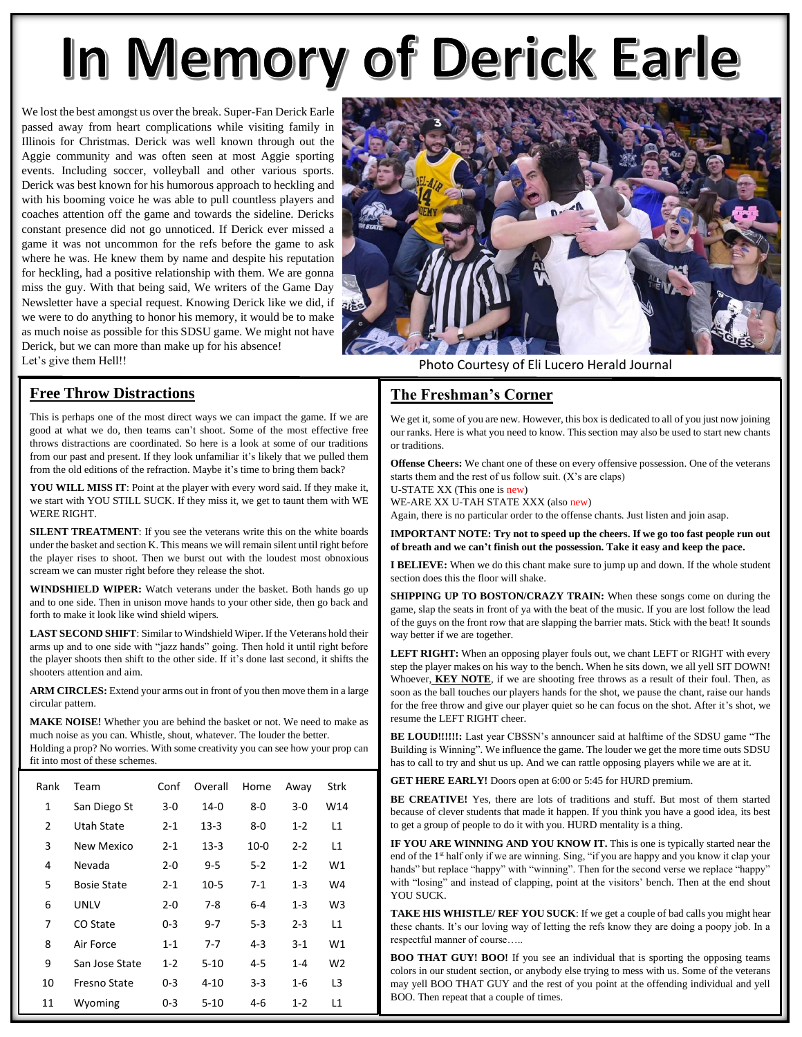# In Memory of Derick Earle

We lost the best amongst us over the break. Super-Fan Derick Earle passed away from heart complications while visiting family in Illinois for Christmas. Derick was well known through out the Aggie community and was often seen at most Aggie sporting events. Including soccer, volleyball and other various sports. Derick was best known for his humorous approach to heckling and with his booming voice he was able to pull countless players and coaches attention off the game and towards the sideline. Dericks constant presence did not go unnoticed. If Derick ever missed a game it was not uncommon for the refs before the game to ask where he was. He knew them by name and despite his reputation for heckling, had a positive relationship with them. We are gonna miss the guy. With that being said, We writers of the Game Day Newsletter have a special request. Knowing Derick like we did, if we were to do anything to honor his memory, it would be to make as much noise as possible for this SDSU game. We might not have Derick, but we can more than make up for his absence! Let's give them Hell!!

Photo Courtesy of Eli Lucero Herald Journal

## Free Throw Distractions

This is perhaps one of the most direct ways we can impact the game. If we are good at what we do, then teams can't shoot. Some of the most effective free throws distractions are coordinated. So here is a look at some of our traditions from our past and present. If they look unfamiliar it's likely that we pulled them from the old editions of the refraction. Maybe it's time to bring them back?

**YOU WILL MISS IT**: Point at the player with every word said. If they make it, we start with YOU STILL SUCK. If they miss it, we get to taunt them with WE WERE RIGHT.

**SILENT TREATMENT**: If you see the veterans write this on the white boards under the basket and section K. This means we will remain silent until right before the player rises to shoot. Then we burst out with the loudest most obnoxious scream we can muster right before they release the shot.

**WINDSHIELD WIPER:** Watch veterans under the basket. Both hands go up and to one side. Then in unison move hands to your other side, then go back and forth to make it look like wind shield wipers.

**LAST SECOND SHIFT**: Similar to Windshield Wiper. If the Veterans hold their arms up and to one side with "jazz hands" going. Then hold it until right before the player shoots then shift to the other side. If it's done last second, it shifts the shooters attention and aim.

**ARM CIRCLES:** Extend your arms out in front of you then move them in a large circular pattern.

**MAKE NOISE!** Whether you are behind the basket or not. We need to make as much noise as you can. Whistle, shout, whatever. The louder the better. Holding a prop? No worries. With some creativity you can see how your prop can fit into most of these schemes.

| Rank | Team | Conf | Overall | Home | Away | Strk |
|---|---|---|---|---|---|---|
| 1 | San Diego St | 3-0 | 14-0 | 8-0 | 3-0 | W14 |
| 2 | Utah State | 2-1 | 13-3 | 8-0 | 1-2 | L1 |
| 3 | New Mexico | 2-1 | 13-3 | 10-0 | 2-2 | L1 |
| 4 | Nevada | 2-0 | 9-5 | 5-2 | 1-2 | W1 |
| 5 | Bosie State | 2-1 | 10-5 | 7-1 | 1-3 | W4 |
| 6 | UNLV | 2-0 | 7-8 | 6-4 | 1-3 | W3 |
| 7 | CO State | 0-3 | 9-7 | 5-3 | 2-3 | L1 |
| 8 | Air Force | 1-1 | 7-7 | 4-3 | 3-1 | W1 |
| 9 | San Jose State | 1-2 | 5-10 | 4-5 | 1-4 | W2 |
| 10 | Fresno State | 0-3 | 4-10 | 3-3 | 1-6 | L3 |
| 11 | Wyoming | 0-3 | 5-10 | 4-6 | 1-2 | L1 |

## The Freshman's Corner

We get it, some of you are new. However, this box is dedicated to all of you just now joining our ranks. Here is what you need to know. This section may also be used to start new chants or traditions.

**Offense Cheers:** We chant one of these on every offensive possession. One of the veterans starts them and the rest of us follow suit. (X's are claps)
U-STATE XX (This one is new)
WE-ARE XX U-TAH STATE XXX (also new)
Again, there is no particular order to the offense chants. Just listen and join asap.

**IMPORTANT NOTE: Try not to speed up the cheers. If we go too fast people run out of breath and we can't finish out the possession. Take it easy and keep the pace.**

**I BELIEVE:** When we do this chant make sure to jump up and down. If the whole student section does this the floor will shake.

**SHIPPING UP TO BOSTON/CRAZY TRAIN:** When these songs come on during the game, slap the seats in front of ya with the beat of the music. If you are lost follow the lead of the guys on the front row that are slapping the barrier mats. Stick with the beat! It sounds way better if we are together.

**LEFT RIGHT:** When an opposing player fouls out, we chant LEFT or RIGHT with every step the player makes on his way to the bench. When he sits down, we all yell SIT DOWN! Whoever, **KEY NOTE**, if we are shooting free throws as a result of their foul. Then, as soon as the ball touches our players hands for the shot, we pause the chant, raise our hands for the free throw and give our player quiet so he can focus on the shot. After it's shot, we resume the LEFT RIGHT cheer.

**BE LOUD!!!!!!:** Last year CBSSN's announcer said at halftime of the SDSU game "The Building is Winning". We influence the game. The louder we get the more time outs SDSU has to call to try and shut us up. And we can rattle opposing players while we are at it.

**GET HERE EARLY!** Doors open at 6:00 or 5:45 for HURD premium.

**BE CREATIVE!** Yes, there are lots of traditions and stuff. But most of them started because of clever students that made it happen. If you think you have a good idea, its best to get a group of people to do it with you. HURD mentality is a thing.

**IF YOU ARE WINNING AND YOU KNOW IT.** This is one is typically started near the end of the 1st half only if we are winning. Sing, "if you are happy and you know it clap your hands" but replace "happy" with "winning". Then for the second verse we replace "happy" with "losing" and instead of clapping, point at the visitors' bench. Then at the end shout YOU SUCK.

**TAKE HIS WHISTLE/ REF YOU SUCK**: If we get a couple of bad calls you might hear these chants. It's our loving way of letting the refs know they are doing a poopy job. In a respectful manner of course…..

**BOO THAT GUY! BOO!** If you see an individual that is sporting the opposing teams colors in our student section, or anybody else trying to mess with us. Some of the veterans may yell BOO THAT GUY and the rest of you point at the offending individual and yell BOO. Then repeat that a couple of times.